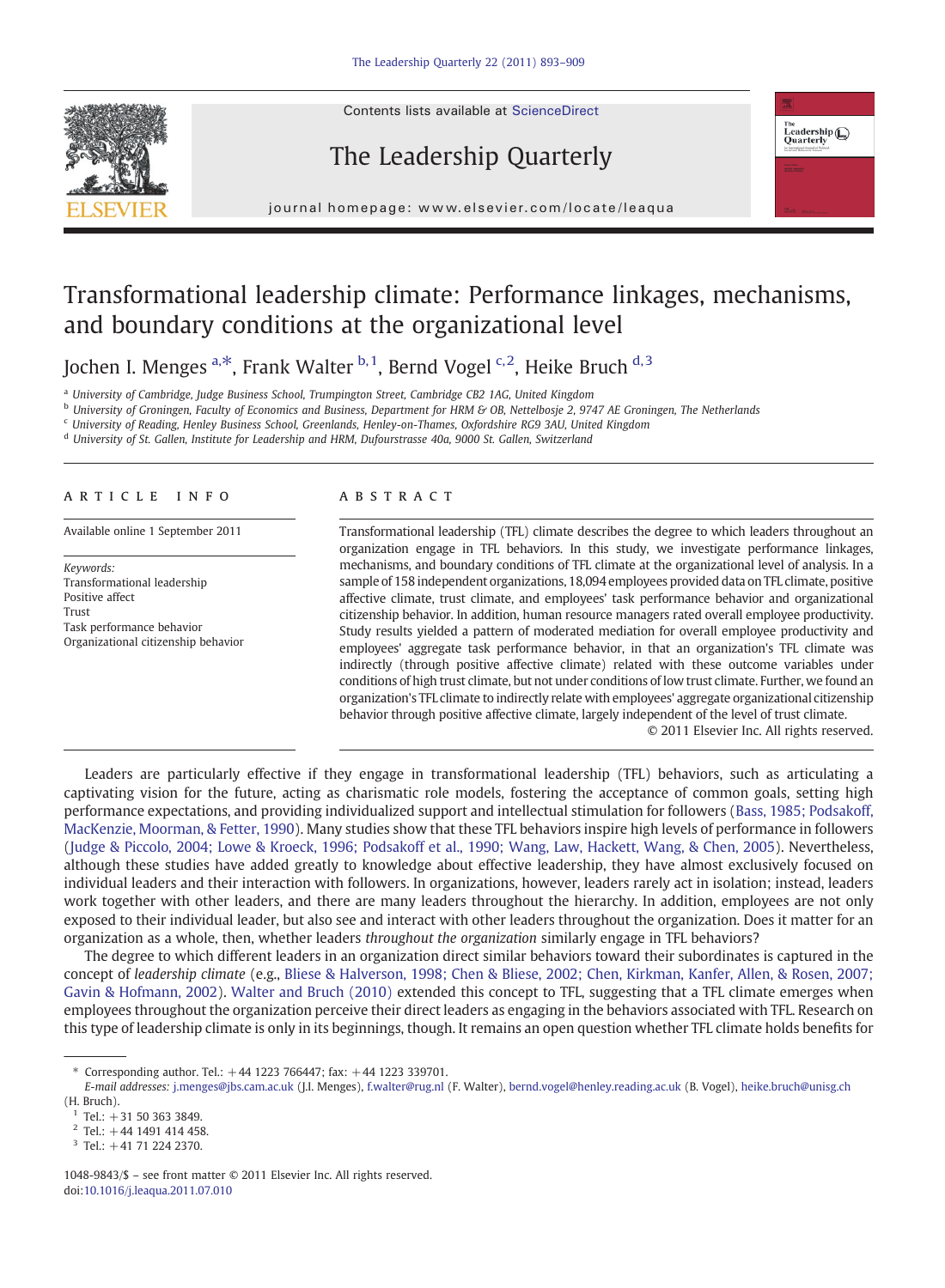# Transformational leadership climate: Performance linkages, mechanisms, and boundary conditions at the organizational level

Jochen I. Menges [a,*], Frank Walter [b,1], Bernd Vogel [c,2], Heike Bruch [d,3]

[a] University of Cambridge, Judge Business School, Trumpington Street, Cambridge CB2 1AG, United Kingdom

[b] University of Groningen, Faculty of Economics and Business, Department for HRM & OB, Nettelbosje 2, 9747 AE Groningen, The Netherlands

[c] University of Reading, Henley Business School, Greenlands, Henley-on-Thames, Oxfordshire RG9 3AU, United Kingdom

[d] University of St. Gallen, Institute for Leadership and HRM, Dufourstrasse 40a, 9000 St. Gallen, Switzerland

## ARTICLE INFO

Available online 1 September 2011

*Keywords:*
Transformational leadership
Positive affect
Trust
Task performance behavior
Organizational citizenship behavior

## ABSTRACT

Transformational leadership (TFL) climate describes the degree to which leaders throughout an organization engage in TFL behaviors. In this study, we investigate performance linkages, mechanisms, and boundary conditions of TFL climate at the organizational level of analysis. In a sample of 158 independent organizations, 18,094 employees provided data on TFL climate, positive affective climate, trust climate, and employees' task performance behavior and organizational citizenship behavior. In addition, human resource managers rated overall employee productivity. Study results yielded a pattern of moderated mediation for overall employee productivity and employees' aggregate task performance behavior, in that an organization's TFL climate was indirectly (through positive affective climate) related with these outcome variables under conditions of high trust climate, but not under conditions of low trust climate. Further, we found an organization's TFL climate to indirectly relate with employees' aggregate organizational citizenship behavior through positive affective climate, largely independent of the level of trust climate.

© 2011 Elsevier Inc. All rights reserved.

Leaders are particularly effective if they engage in transformational leadership (TFL) behaviors, such as articulating a captivating vision for the future, acting as charismatic role models, fostering the acceptance of common goals, setting high performance expectations, and providing individualized support and intellectual stimulation for followers (Bass, 1985; Podsakoff, MacKenzie, Moorman, & Fetter, 1990). Many studies show that these TFL behaviors inspire high levels of performance in followers (Judge & Piccolo, 2004; Lowe & Kroeck, 1996; Podsakoff et al., 1990; Wang, Law, Hackett, Wang, & Chen, 2005). Nevertheless, although these studies have added greatly to knowledge about effective leadership, they have almost exclusively focused on individual leaders and their interaction with followers. In organizations, however, leaders rarely act in isolation; instead, leaders work together with other leaders, and there are many leaders throughout the hierarchy. In addition, employees are not only exposed to their individual leader, but also see and interact with other leaders throughout the organization. Does it matter for an organization as a whole, then, whether leaders *throughout the organization* similarly engage in TFL behaviors?

The degree to which different leaders in an organization direct similar behaviors toward their subordinates is captured in the concept of *leadership climate* (e.g., Bliese & Halverson, 1998; Chen & Bliese, 2002; Chen, Kirkman, Kanfer, Allen, & Rosen, 2007; Gavin & Hofmann, 2002). Walter and Bruch (2010) extended this concept to TFL, suggesting that a TFL climate emerges when employees throughout the organization perceive their direct leaders as engaging in the behaviors associated with TFL. Research on this type of leadership climate is only in its beginnings, though. It remains an open question whether TFL climate holds benefits for

---

\* Corresponding author. Tel.: +44 1223 766447; fax: +44 1223 339701.
*E-mail addresses:* j.menges@jbs.cam.ac.uk (J.I. Menges), f.walter@rug.nl (F. Walter), bernd.vogel@henley.reading.ac.uk (B. Vogel), heike.bruch@unisg.ch (H. Bruch).

[1] Tel.: +31 50 363 3849.

[2] Tel.: +44 1491 414 458.

[3] Tel.: +41 71 224 2370.

1048-9843/$ – see front matter © 2011 Elsevier Inc. All rights reserved.
doi:10.1016/j.leaqua.2011.07.010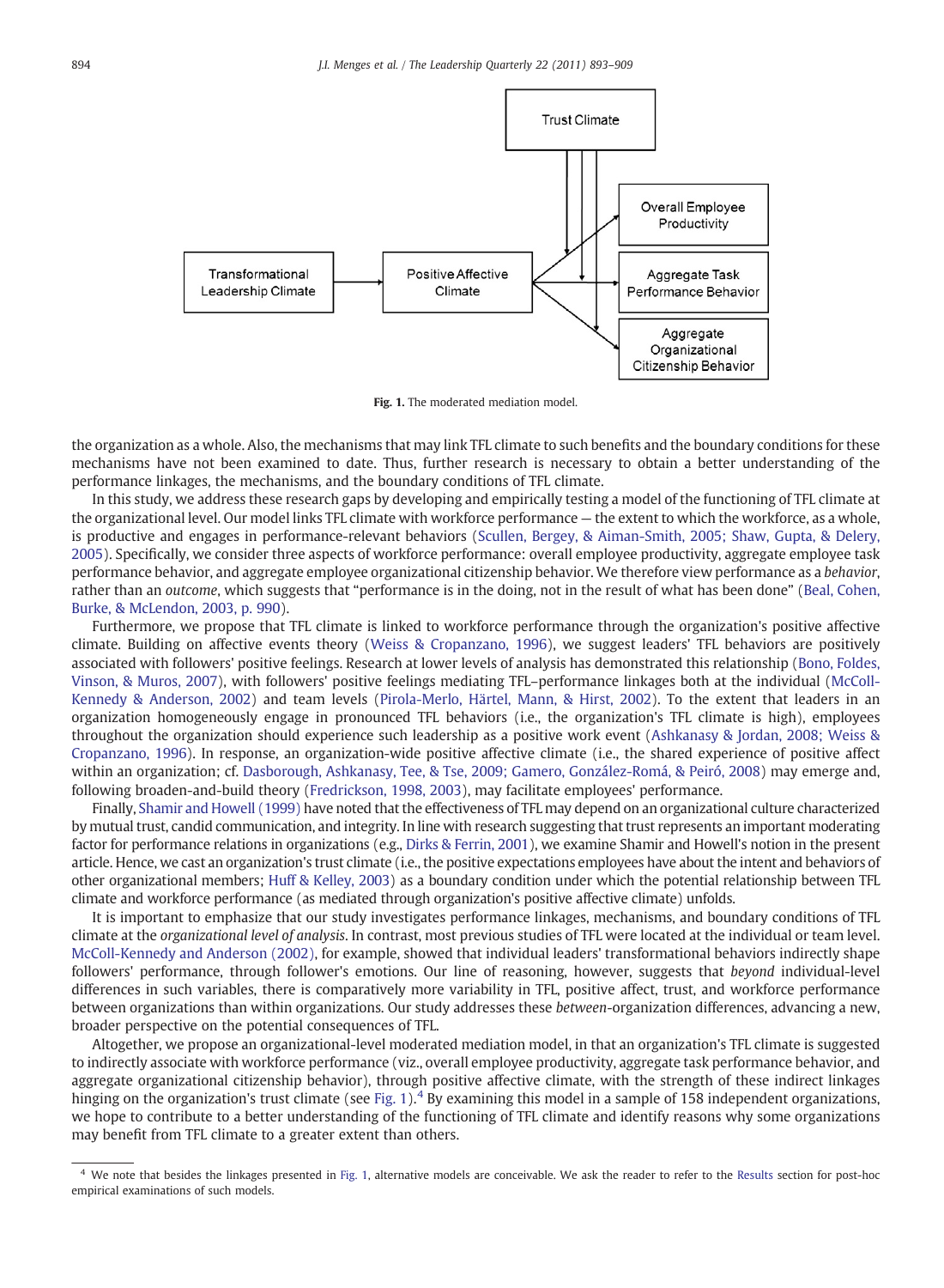Fig. 1. The moderated mediation model.

the organization as a whole. Also, the mechanisms that may link TFL climate to such benefits and the boundary conditions for these mechanisms have not been examined to date. Thus, further research is necessary to obtain a better understanding of the performance linkages, the mechanisms, and the boundary conditions of TFL climate.

In this study, we address these research gaps by developing and empirically testing a model of the functioning of TFL climate at the organizational level. Our model links TFL climate with workforce performance — the extent to which the workforce, as a whole, is productive and engages in performance-relevant behaviors (Scullen, Bergey, & Aiman-Smith, 2005; Shaw, Gupta, & Delery, 2005). Specifically, we consider three aspects of workforce performance: overall employee productivity, aggregate employee task performance behavior, and aggregate employee organizational citizenship behavior. We therefore view performance as a *behavior*, rather than an *outcome*, which suggests that "performance is in the doing, not in the result of what has been done" (Beal, Cohen, Burke, & McLendon, 2003, p. 990).

Furthermore, we propose that TFL climate is linked to workforce performance through the organization's positive affective climate. Building on affective events theory (Weiss & Cropanzano, 1996), we suggest leaders' TFL behaviors are positively associated with followers' positive feelings. Research at lower levels of analysis has demonstrated this relationship (Bono, Foldes, Vinson, & Muros, 2007), with followers' positive feelings mediating TFL–performance linkages both at the individual (McColl-Kennedy & Anderson, 2002) and team levels (Pirola-Merlo, Härtel, Mann, & Hirst, 2002). To the extent that leaders in an organization homogeneously engage in pronounced TFL behaviors (i.e., the organization's TFL climate is high), employees throughout the organization should experience such leadership as a positive work event (Ashkanasy & Jordan, 2008; Weiss & Cropanzano, 1996). In response, an organization-wide positive affective climate (i.e., the shared experience of positive affect within an organization; cf. Dasborough, Ashkanasy, Tee, & Tse, 2009; Gamero, González-Romá, & Peiró, 2008) may emerge and, following broaden-and-build theory (Fredrickson, 1998, 2003), may facilitate employees' performance.

Finally, Shamir and Howell (1999) have noted that the effectiveness of TFL may depend on an organizational culture characterized by mutual trust, candid communication, and integrity. In line with research suggesting that trust represents an important moderating factor for performance relations in organizations (e.g., Dirks & Ferrin, 2001), we examine Shamir and Howell's notion in the present article. Hence, we cast an organization's trust climate (i.e., the positive expectations employees have about the intent and behaviors of other organizational members; Huff & Kelley, 2003) as a boundary condition under which the potential relationship between TFL climate and workforce performance (as mediated through organization's positive affective climate) unfolds.

It is important to emphasize that our study investigates performance linkages, mechanisms, and boundary conditions of TFL climate at the *organizational level of analysis*. In contrast, most previous studies of TFL were located at the individual or team level. McColl-Kennedy and Anderson (2002), for example, showed that individual leaders' transformational behaviors indirectly shape followers' performance, through follower's emotions. Our line of reasoning, however, suggests that *beyond* individual-level differences in such variables, there is comparatively more variability in TFL, positive affect, trust, and workforce performance between organizations than within organizations. Our study addresses these *between*-organization differences, advancing a new, broader perspective on the potential consequences of TFL.

Altogether, we propose an organizational-level moderated mediation model, in that an organization's TFL climate is suggested to indirectly associate with workforce performance (viz., overall employee productivity, aggregate task performance behavior, and aggregate organizational citizenship behavior), through positive affective climate, with the strength of these indirect linkages hinging on the organization's trust climate (see Fig. 1).[4] By examining this model in a sample of 158 independent organizations, we hope to contribute to a better understanding of the functioning of TFL climate and identify reasons why some organizations may benefit from TFL climate to a greater extent than others.

[4] We note that besides the linkages presented in Fig. 1, alternative models are conceivable. We ask the reader to refer to the Results section for post-hoc empirical examinations of such models.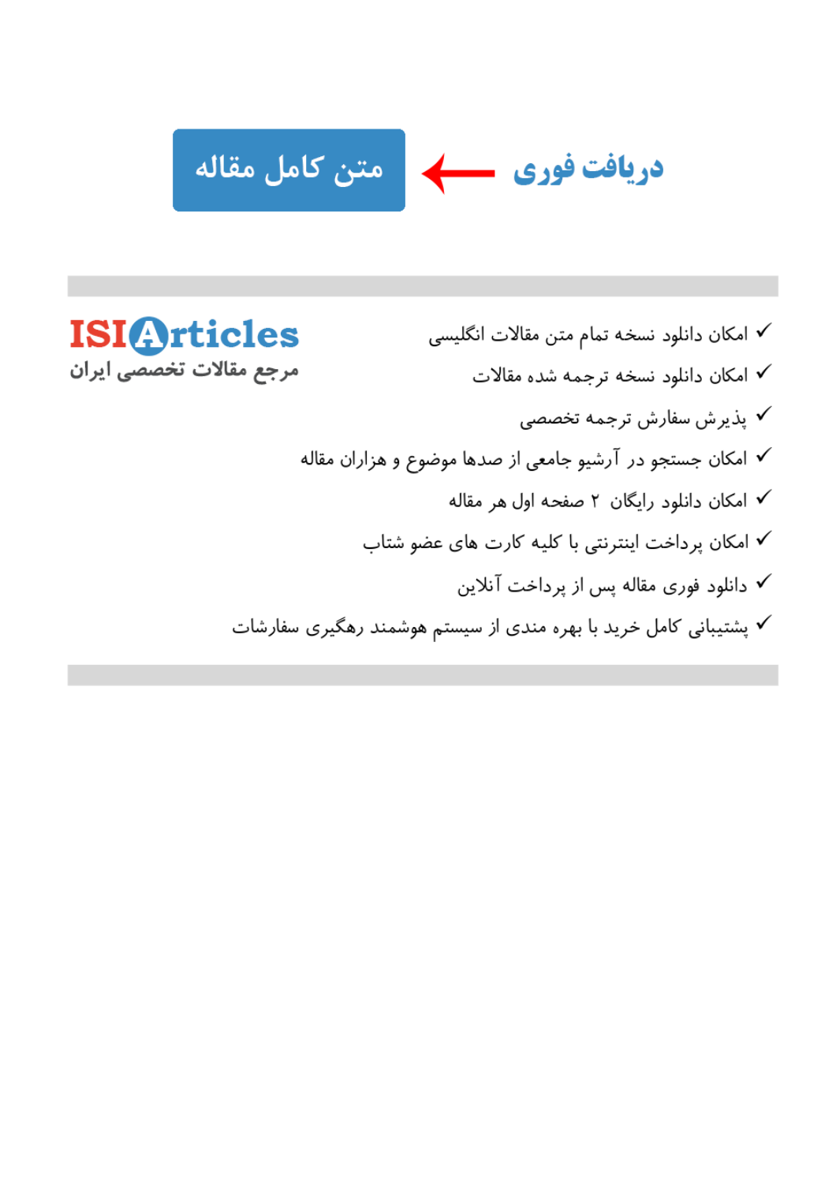دریافت فوری ← متن کامل مقاله

**ISIArticles**
مرجع مقالات تخصصی ایران

- ✓ امکان دانلود نسخه تمام متن مقالات انگلیسی
- ✓ امکان دانلود نسخه ترجمه شده مقالات
- ✓ پذیرش سفارش ترجمه تخصصی
- ✓ امکان جستجو در آرشیو جامعی از صدها موضوع و هزاران مقاله
- ✓ امکان دانلود رایگان ۲ صفحه اول هر مقاله
- ✓ امکان پرداخت اینترنتی با کلیه کارت های عضو شتاب
- ✓ دانلود فوری مقاله پس از پرداخت آنلاین
- ✓ پشتیبانی کامل خرید با بهره مندی از سیستم هوشمند رهگیری سفارشات